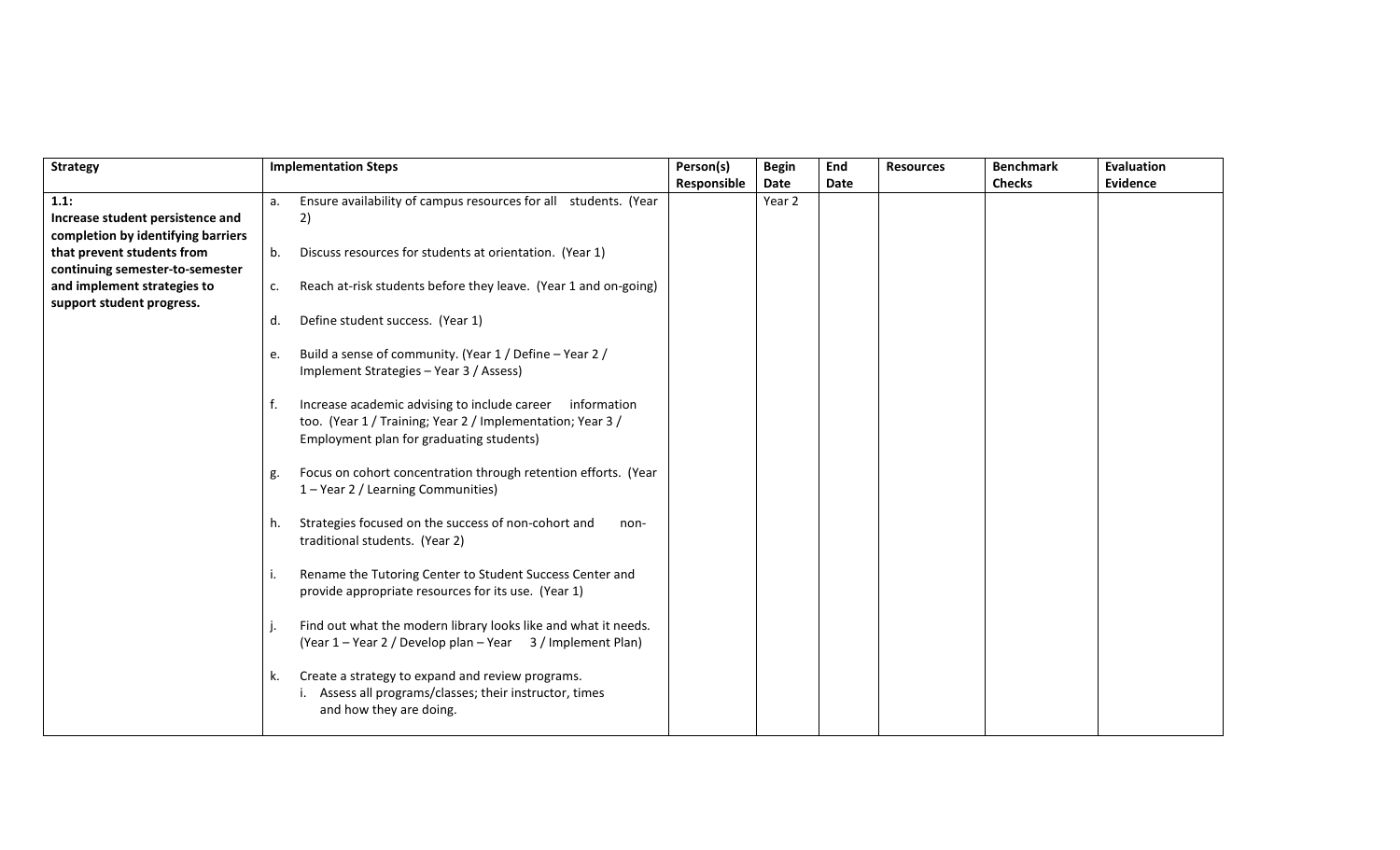| Strategy | Implementation Steps | Person(s) Responsible | Begin Date | End Date | Resources | Benchmark Checks | Evaluation Evidence |
|---|---|---|---|---|---|---|---|
| **1.1:** **Increase student persistence and completion by identifying barriers that prevent students from continuing semester-to-semester and implement strategies to support student progress.** | a. Ensure availability of campus resources for all students. (Year 2)<br><br>b. Discuss resources for students at orientation. (Year 1)<br><br>c. Reach at-risk students before they leave. (Year 1 and on-going)<br><br>d. Define student success. (Year 1)<br><br>e. Build a sense of community. (Year 1 / Define – Year 2 / Implement Strategies – Year 3 / Assess)<br><br>f. Increase academic advising to include career information too. (Year 1 / Training; Year 2 / Implementation; Year 3 / Employment plan for graduating students)<br><br>g. Focus on cohort concentration through retention efforts. (Year 1 – Year 2 / Learning Communities)<br><br>h. Strategies focused on the success of non-cohort and non-traditional students. (Year 2)<br><br>i. Rename the Tutoring Center to Student Success Center and provide appropriate resources for its use. (Year 1)<br><br>j. Find out what the modern library looks like and what it needs. (Year 1 – Year 2 / Develop plan – Year 3 / Implement Plan)<br><br>k. Create a strategy to expand and review programs.<br>i. Assess all programs/classes; their instructor, times and how they are doing. | | Year 2 | | | | |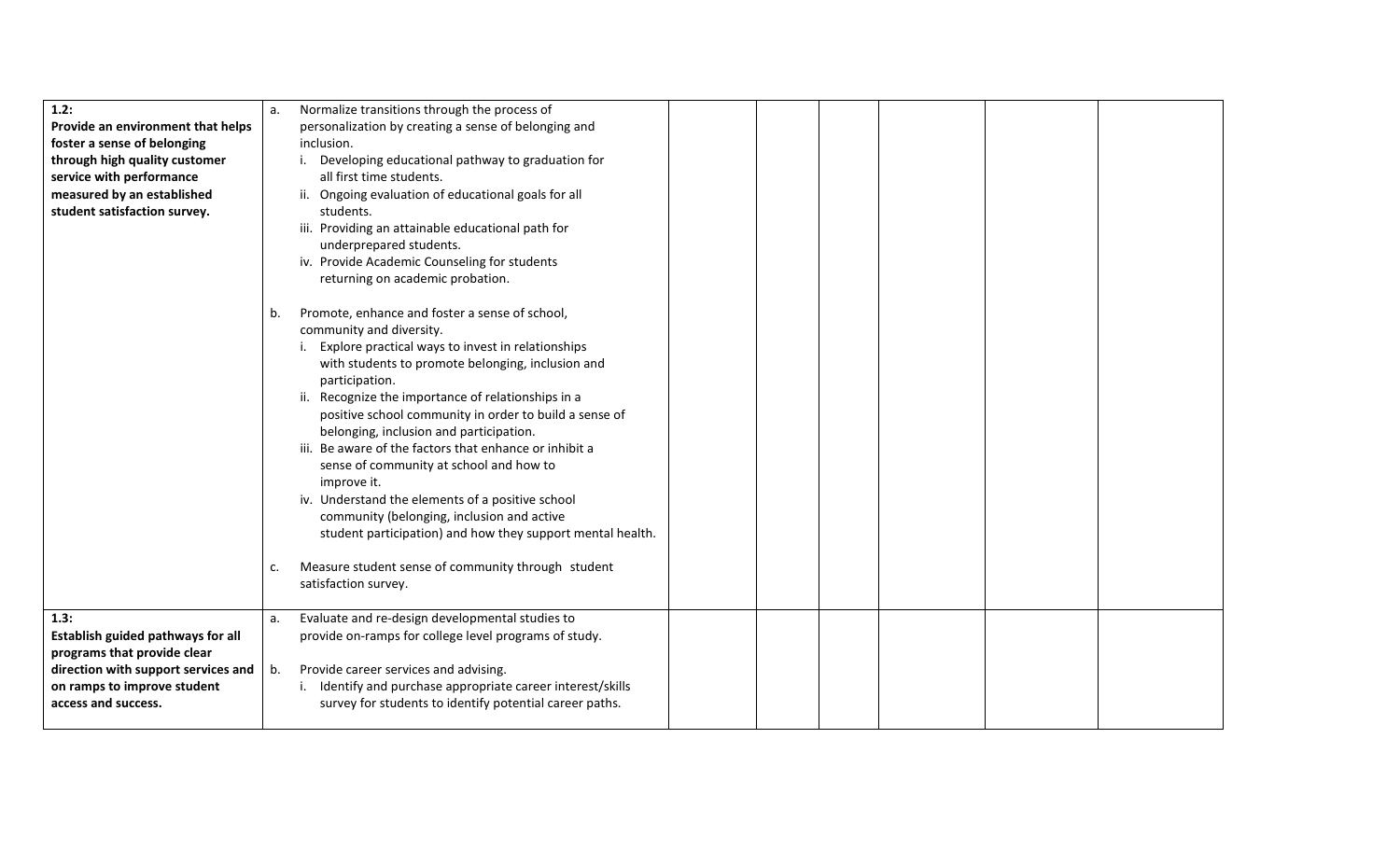| | | | | | | | |
|---|---|---|---|---|---|---|---|
| **1.2:** **Provide an environment that helps foster a sense of belonging through high quality customer service with performance measured by an established student satisfaction survey.** | a. Normalize transitions through the process of personalization by creating a sense of belonging and inclusion.<br>i. Developing educational pathway to graduation for all first time students.<br>ii. Ongoing evaluation of educational goals for all students.<br>iii. Providing an attainable educational path for underprepared students.<br>iv. Provide Academic Counseling for students returning on academic probation.<br><br>b. Promote, enhance and foster a sense of school, community and diversity.<br>i. Explore practical ways to invest in relationships with students to promote belonging, inclusion and participation.<br>ii. Recognize the importance of relationships in a positive school community in order to build a sense of belonging, inclusion and participation.<br>iii. Be aware of the factors that enhance or inhibit a sense of community at school and how to improve it.<br>iv. Understand the elements of a positive school community (belonging, inclusion and active student participation) and how they support mental health.<br><br>c. Measure student sense of community through student satisfaction survey. | | | | | | |
| **1.3:** **Establish guided pathways for all programs that provide clear direction with support services and on ramps to improve student access and success.** | a. Evaluate and re-design developmental studies to provide on-ramps for college level programs of study.<br><br>b. Provide career services and advising.<br>i. Identify and purchase appropriate career interest/skills survey for students to identify potential career paths. | | | | | | |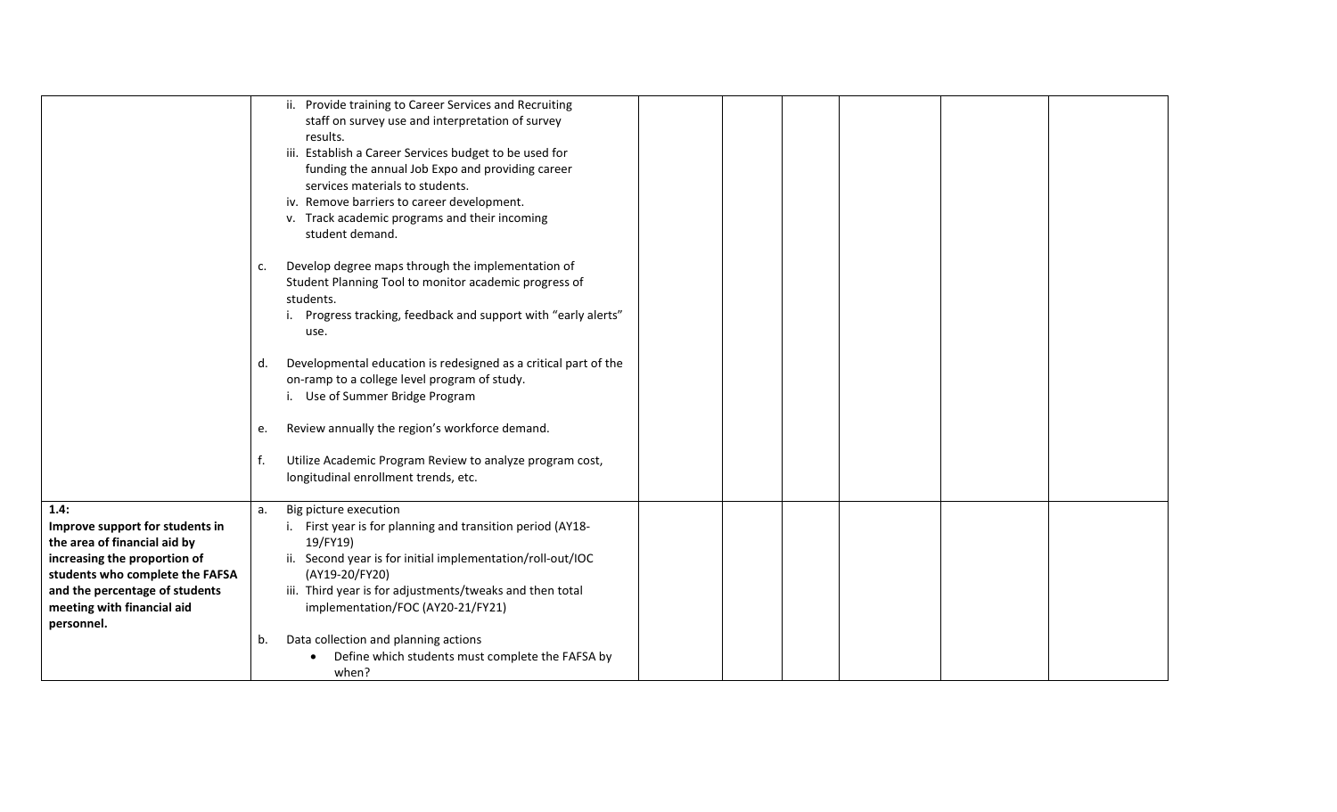| | | | | | | |
|---|---|---|---|---|---|---|
| | ii. Provide training to Career Services and Recruiting staff on survey use and interpretation of survey results.<br>iii. Establish a Career Services budget to be used for funding the annual Job Expo and providing career services materials to students.<br>iv. Remove barriers to career development.<br>v. Track academic programs and their incoming student demand.<br><br>c. Develop degree maps through the implementation of Student Planning Tool to monitor academic progress of students.<br>i. Progress tracking, feedback and support with "early alerts" use.<br><br>d. Developmental education is redesigned as a critical part of the on-ramp to a college level program of study.<br>i. Use of Summer Bridge Program<br><br>e. Review annually the region's workforce demand.<br><br>f. Utilize Academic Program Review to analyze program cost, longitudinal enrollment trends, etc. | | | | | |
| **1.4:**<br>**Improve support for students in the area of financial aid by increasing the proportion of students who complete the FAFSA and the percentage of students meeting with financial aid personnel.** | a. Big picture execution<br>i. First year is for planning and transition period (AY18-19/FY19)<br>ii. Second year is for initial implementation/roll-out/IOC (AY19-20/FY20)<br>iii. Third year is for adjustments/tweaks and then total implementation/FOC (AY20-21/FY21)<br><br>b. Data collection and planning actions<br>• Define which students must complete the FAFSA by when? | | | | | |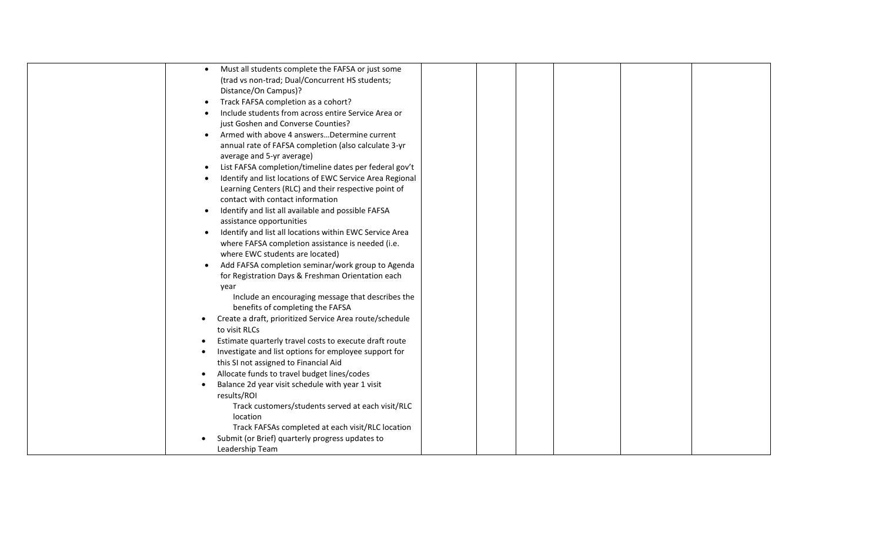|  |  |  |  |  |  |  |  |
|---|---|---|---|---|---|---|---|
|  | • Must all students complete the FAFSA or just some (trad vs non-trad; Dual/Concurrent HS students; Distance/On Campus)?<br>• Track FAFSA completion as a cohort?<br>• Include students from across entire Service Area or just Goshen and Converse Counties?<br>• Armed with above 4 answers…Determine current annual rate of FAFSA completion (also calculate 3-yr average and 5-yr average)<br>• List FAFSA completion/timeline dates per federal gov't<br>• Identify and list locations of EWC Service Area Regional Learning Centers (RLC) and their respective point of contact with contact information<br>• Identify and list all available and possible FAFSA assistance opportunities<br>• Identify and list all locations within EWC Service Area where FAFSA completion assistance is needed (i.e. where EWC students are located)<br>• Add FAFSA completion seminar/work group to Agenda for Registration Days & Freshman Orientation each year<br>Include an encouraging message that describes the benefits of completing the FAFSA<br>• Create a draft, prioritized Service Area route/schedule to visit RLCs<br>• Estimate quarterly travel costs to execute draft route<br>• Investigate and list options for employee support for this SI not assigned to Financial Aid<br>• Allocate funds to travel budget lines/codes<br>• Balance 2d year visit schedule with year 1 visit results/ROI<br>Track customers/students served at each visit/RLC location<br>Track FAFSAs completed at each visit/RLC location<br>• Submit (or Brief) quarterly progress updates to Leadership Team |  |  |  |  |  |  |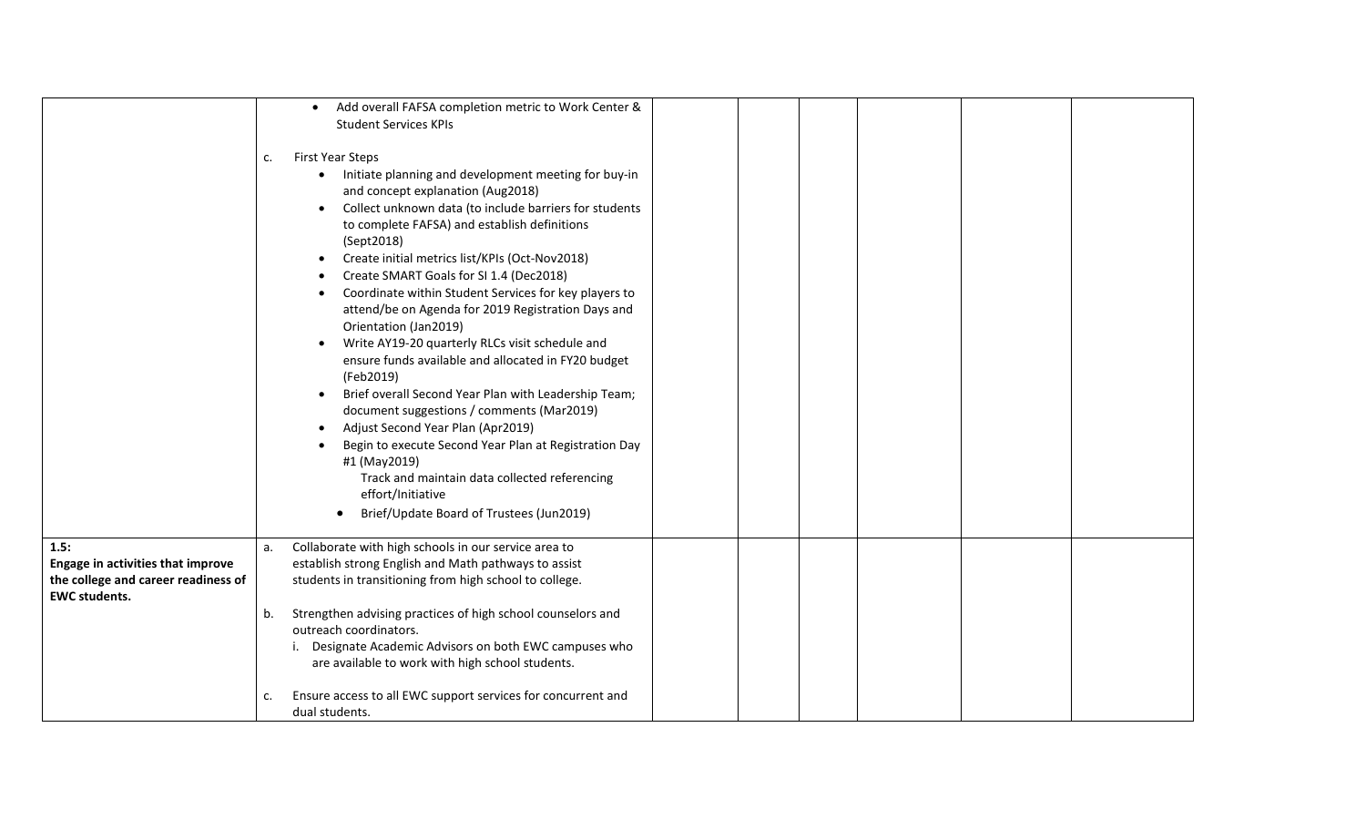| | | | | | | | |
|---|---|---|---|---|---|---|---|
| | • Add overall FAFSA completion metric to Work Center & Student Services KPIs<br><br>c. First Year Steps<br>• Initiate planning and development meeting for buy-in and concept explanation (Aug2018)<br>• Collect unknown data (to include barriers for students to complete FAFSA) and establish definitions (Sept2018)<br>• Create initial metrics list/KPIs (Oct-Nov2018)<br>• Create SMART Goals for SI 1.4 (Dec2018)<br>• Coordinate within Student Services for key players to attend/be on Agenda for 2019 Registration Days and Orientation (Jan2019)<br>• Write AY19-20 quarterly RLCs visit schedule and ensure funds available and allocated in FY20 budget (Feb2019)<br>• Brief overall Second Year Plan with Leadership Team; document suggestions / comments (Mar2019)<br>• Adjust Second Year Plan (Apr2019)<br>• Begin to execute Second Year Plan at Registration Day #1 (May2019)<br>Track and maintain data collected referencing effort/Initiative<br>• Brief/Update Board of Trustees (Jun2019) | | | | | | |
| **1.5:**<br>**Engage in activities that improve the college and career readiness of EWC students.** | a. Collaborate with high schools in our service area to establish strong English and Math pathways to assist students in transitioning from high school to college.<br><br>b. Strengthen advising practices of high school counselors and outreach coordinators.<br>i. Designate Academic Advisors on both EWC campuses who are available to work with high school students.<br><br>c. Ensure access to all EWC support services for concurrent and dual students. | | | | | | |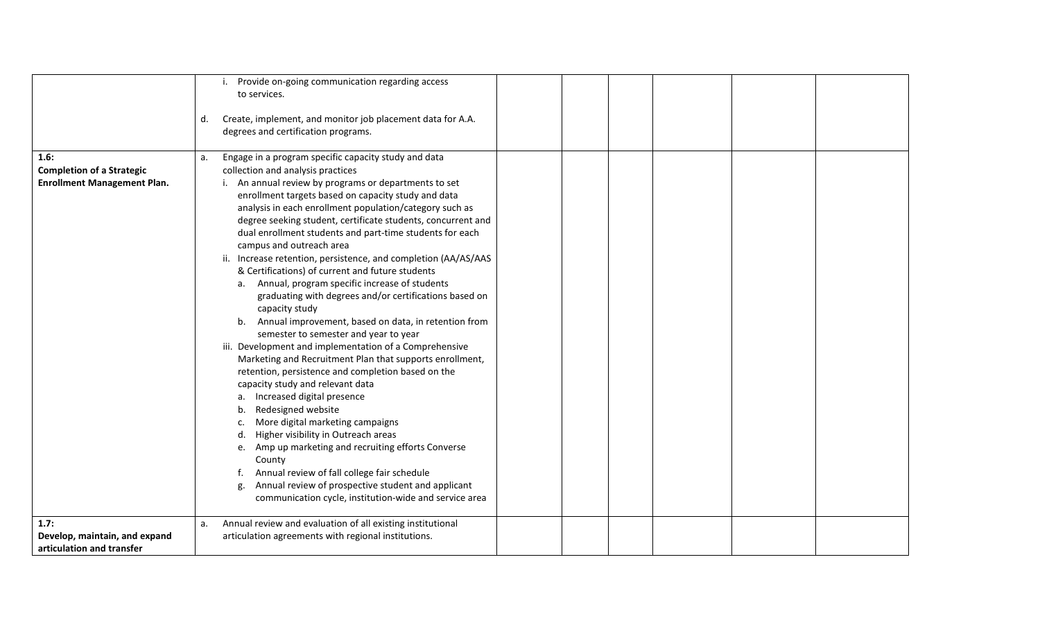| | | | | | | | |
|---|---|---|---|---|---|---|---|
| | i. Provide on-going communication regarding access to services.<br><br>d. Create, implement, and monitor job placement data for A.A. degrees and certification programs. | | | | | | |
| **1.6:**<br>**Completion of a Strategic Enrollment Management Plan.** | a. Engage in a program specific capacity study and data collection and analysis practices<br>i. An annual review by programs or departments to set enrollment targets based on capacity study and data analysis in each enrollment population/category such as degree seeking student, certificate students, concurrent and dual enrollment students and part-time students for each campus and outreach area<br>ii. Increase retention, persistence, and completion (AA/AS/AAS & Certifications) of current and future students<br>a. Annual, program specific increase of students graduating with degrees and/or certifications based on capacity study<br>b. Annual improvement, based on data, in retention from semester to semester and year to year<br>iii. Development and implementation of a Comprehensive Marketing and Recruitment Plan that supports enrollment, retention, persistence and completion based on the capacity study and relevant data<br>a. Increased digital presence<br>b. Redesigned website<br>c. More digital marketing campaigns<br>d. Higher visibility in Outreach areas<br>e. Amp up marketing and recruiting efforts Converse County<br>f. Annual review of fall college fair schedule<br>g. Annual review of prospective student and applicant communication cycle, institution-wide and service area | | | | | | |
| **1.7:**<br>**Develop, maintain, and expand articulation and transfer** | a. Annual review and evaluation of all existing institutional articulation agreements with regional institutions. | | | | | | |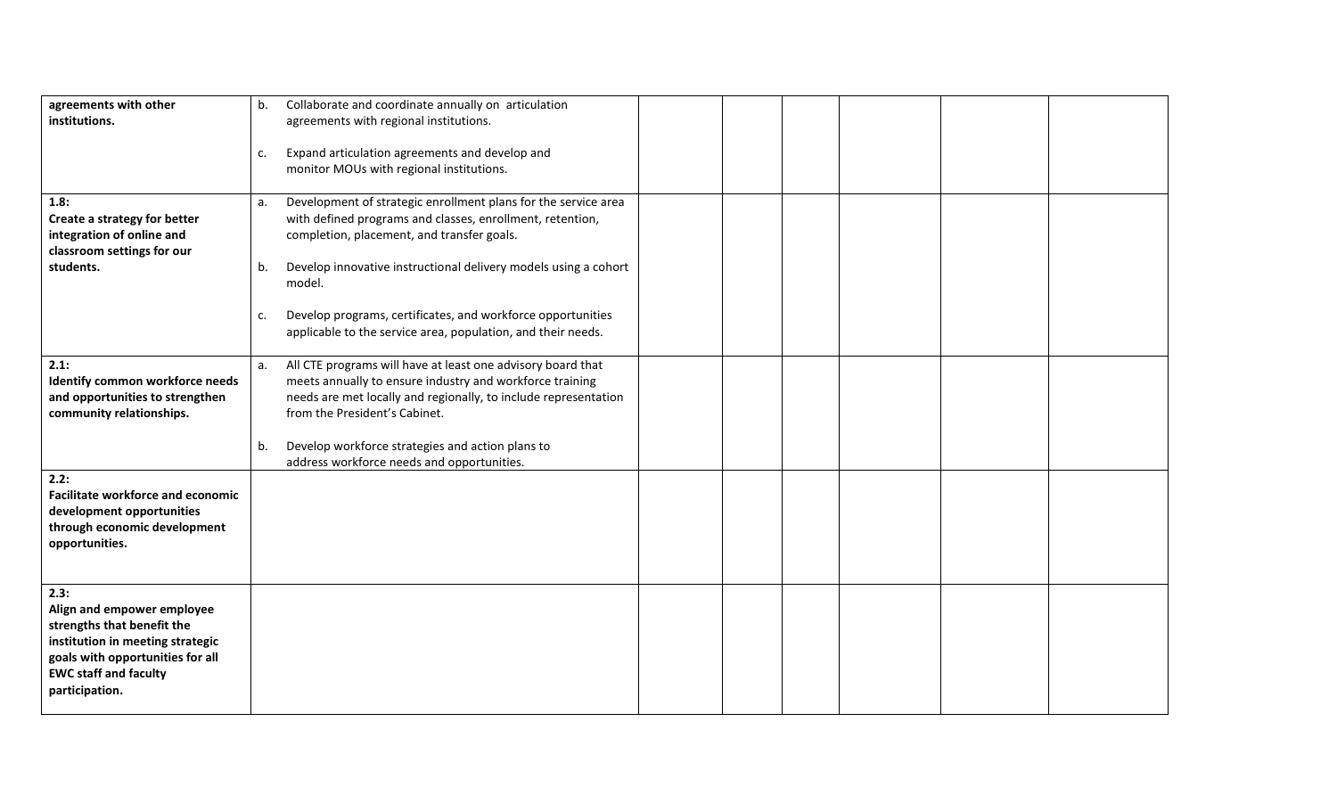| | | | | | | | |
|---|---|---|---|---|---|---|---|
| **agreements with other institutions.** | b. Collaborate and coordinate annually on articulation agreements with regional institutions.<br><br>c. Expand articulation agreements and develop and monitor MOUs with regional institutions. | | | | | | |
| **1.8:**<br>**Create a strategy for better integration of online and classroom settings for our students.** | a. Development of strategic enrollment plans for the service area with defined programs and classes, enrollment, retention, completion, placement, and transfer goals.<br><br>b. Develop innovative instructional delivery models using a cohort model.<br><br>c. Develop programs, certificates, and workforce opportunities applicable to the service area, population, and their needs. | | | | | | |
| **2.1:**<br>**Identify common workforce needs and opportunities to strengthen community relationships.** | a. All CTE programs will have at least one advisory board that meets annually to ensure industry and workforce training needs are met locally and regionally, to include representation from the President's Cabinet.<br><br>b. Develop workforce strategies and action plans to address workforce needs and opportunities. | | | | | | |
| **2.2:**<br>**Facilitate workforce and economic development opportunities through economic development opportunities.** | | | | | | | |
| **2.3:**<br>**Align and empower employee strengths that benefit the institution in meeting strategic goals with opportunities for all EWC staff and faculty participation.** | | | | | | | |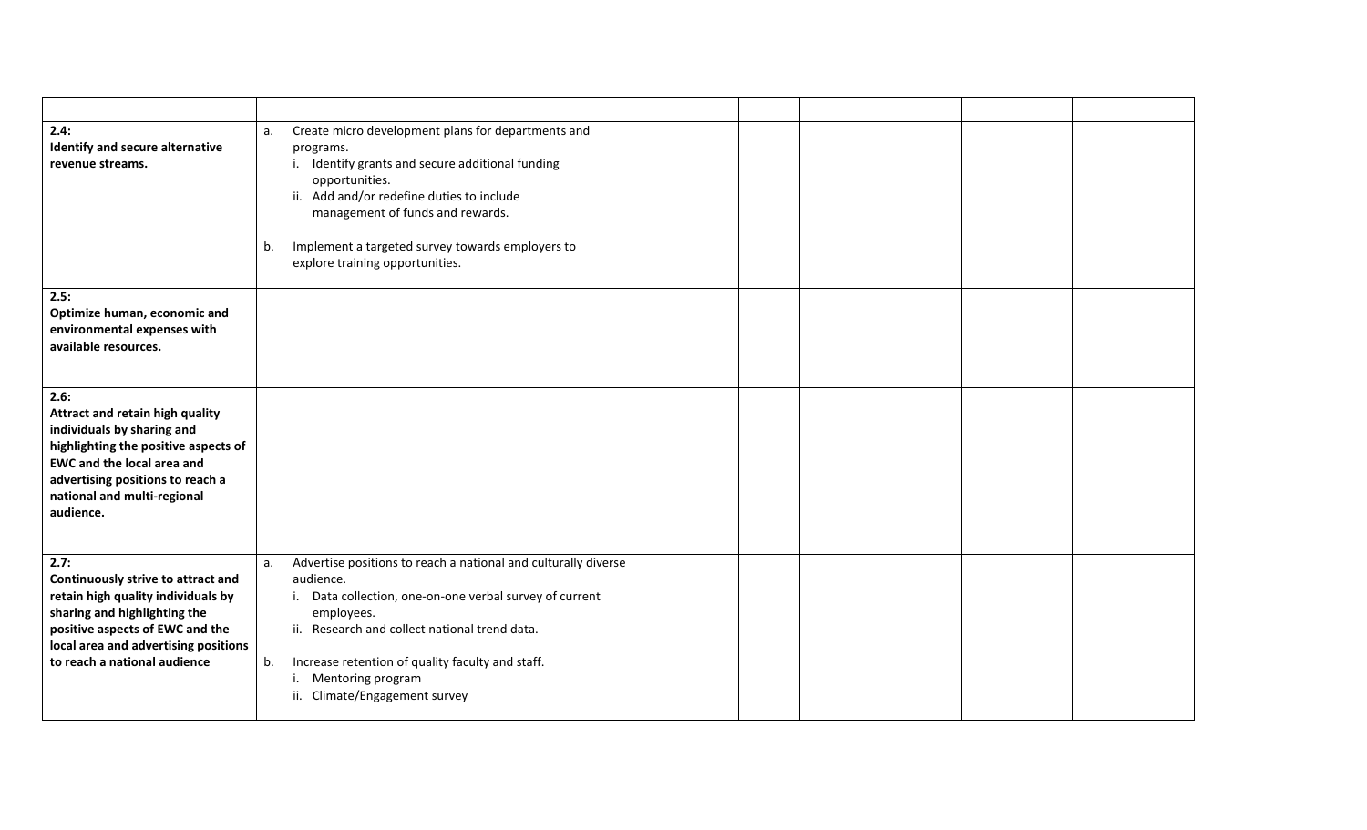| | | | | | | | |
|---|---|---|---|---|---|---|---|
| **2.4:**<br>**Identify and secure alternative revenue streams.** | a. Create micro development plans for departments and programs.<br>i. Identify grants and secure additional funding opportunities.<br>ii. Add and/or redefine duties to include management of funds and rewards.<br><br>b. Implement a targeted survey towards employers to explore training opportunities. | | | | | | |
| **2.5:**<br>**Optimize human, economic and environmental expenses with available resources.** | | | | | | | |
| **2.6:**<br>**Attract and retain high quality individuals by sharing and highlighting the positive aspects of EWC and the local area and advertising positions to reach a national and multi-regional audience.** | | | | | | | |
| **2.7:**<br>**Continuously strive to attract and retain high quality individuals by sharing and highlighting the positive aspects of EWC and the local area and advertising positions to reach a national audience** | a. Advertise positions to reach a national and culturally diverse audience.<br>i. Data collection, one-on-one verbal survey of current employees.<br>ii. Research and collect national trend data.<br><br>b. Increase retention of quality faculty and staff.<br>i. Mentoring program<br>ii. Climate/Engagement survey | | | | | | |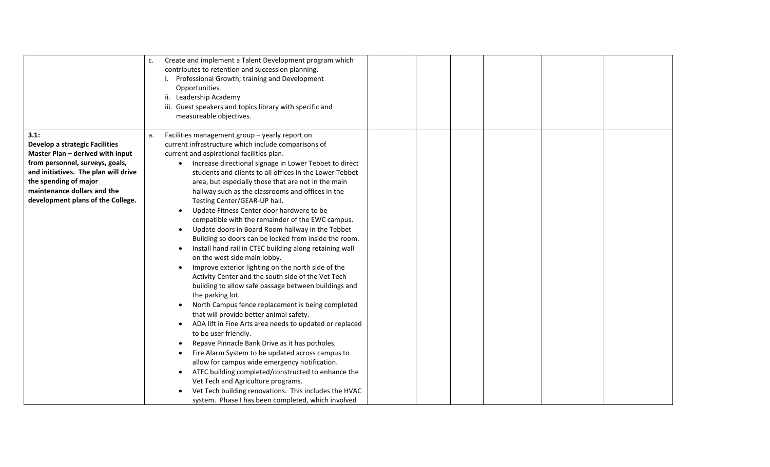| | | | | | | |
|---|---|---|---|---|---|---|
| | c. Create and implement a Talent Development program which contributes to retention and succession planning.<br>i. Professional Growth, training and Development Opportunities.<br>ii. Leadership Academy<br>iii. Guest speakers and topics library with specific and measureable objectives. | | | | | |
| **3.1:**<br>**Develop a strategic Facilities Master Plan – derived with input from personnel, surveys, goals, and initiatives. The plan will drive the spending of major maintenance dollars and the development plans of the College.** | a. Facilities management group – yearly report on current infrastructure which include comparisons of current and aspirational facilities plan.<br>• Increase directional signage in Lower Tebbet to direct students and clients to all offices in the Lower Tebbet area, but especially those that are not in the main hallway such as the classrooms and offices in the Testing Center/GEAR-UP hall.<br>• Update Fitness Center door hardware to be compatible with the remainder of the EWC campus.<br>• Update doors in Board Room hallway in the Tebbet Building so doors can be locked from inside the room.<br>• Install hand rail in CTEC building along retaining wall on the west side main lobby.<br>• Improve exterior lighting on the north side of the Activity Center and the south side of the Vet Tech building to allow safe passage between buildings and the parking lot.<br>• North Campus fence replacement is being completed that will provide better animal safety.<br>• ADA lift in Fine Arts area needs to updated or replaced to be user friendly.<br>• Repave Pinnacle Bank Drive as it has potholes.<br>• Fire Alarm System to be updated across campus to allow for campus wide emergency notification.<br>• ATEC building completed/constructed to enhance the Vet Tech and Agriculture programs.<br>• Vet Tech building renovations. This includes the HVAC system. Phase I has been completed, which involved | | | | | |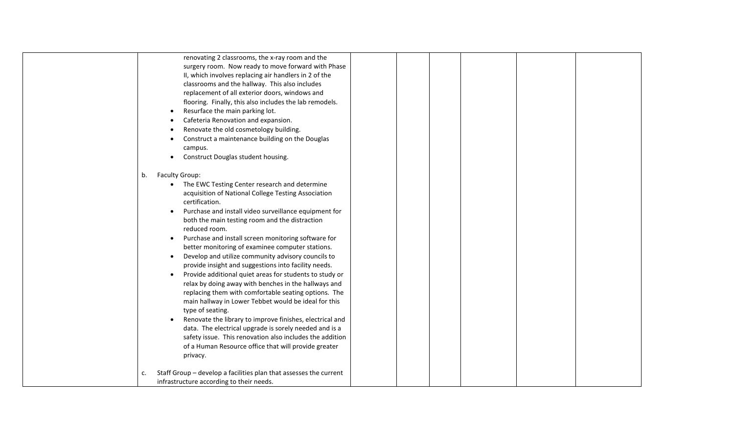| | | | | | | | |
|---|---|---|---|---|---|---|---|
| | renovating 2 classrooms, the x-ray room and the surgery room. Now ready to move forward with Phase II, which involves replacing air handlers in 2 of the classrooms and the hallway. This also includes replacement of all exterior doors, windows and flooring. Finally, this also includes the lab remodels.<br>• Resurface the main parking lot.<br>• Cafeteria Renovation and expansion.<br>• Renovate the old cosmetology building.<br>• Construct a maintenance building on the Douglas campus.<br>• Construct Douglas student housing.<br><br>b. Faculty Group:<br>• The EWC Testing Center research and determine acquisition of National College Testing Association certification.<br>• Purchase and install video surveillance equipment for both the main testing room and the distraction reduced room.<br>• Purchase and install screen monitoring software for better monitoring of examinee computer stations.<br>• Develop and utilize community advisory councils to provide insight and suggestions into facility needs.<br>• Provide additional quiet areas for students to study or relax by doing away with benches in the hallways and replacing them with comfortable seating options. The main hallway in Lower Tebbet would be ideal for this type of seating.<br>• Renovate the library to improve finishes, electrical and data. The electrical upgrade is sorely needed and is a safety issue. This renovation also includes the addition of a Human Resource office that will provide greater privacy.<br><br>c. Staff Group – develop a facilities plan that assesses the current infrastructure according to their needs. | | | | | | |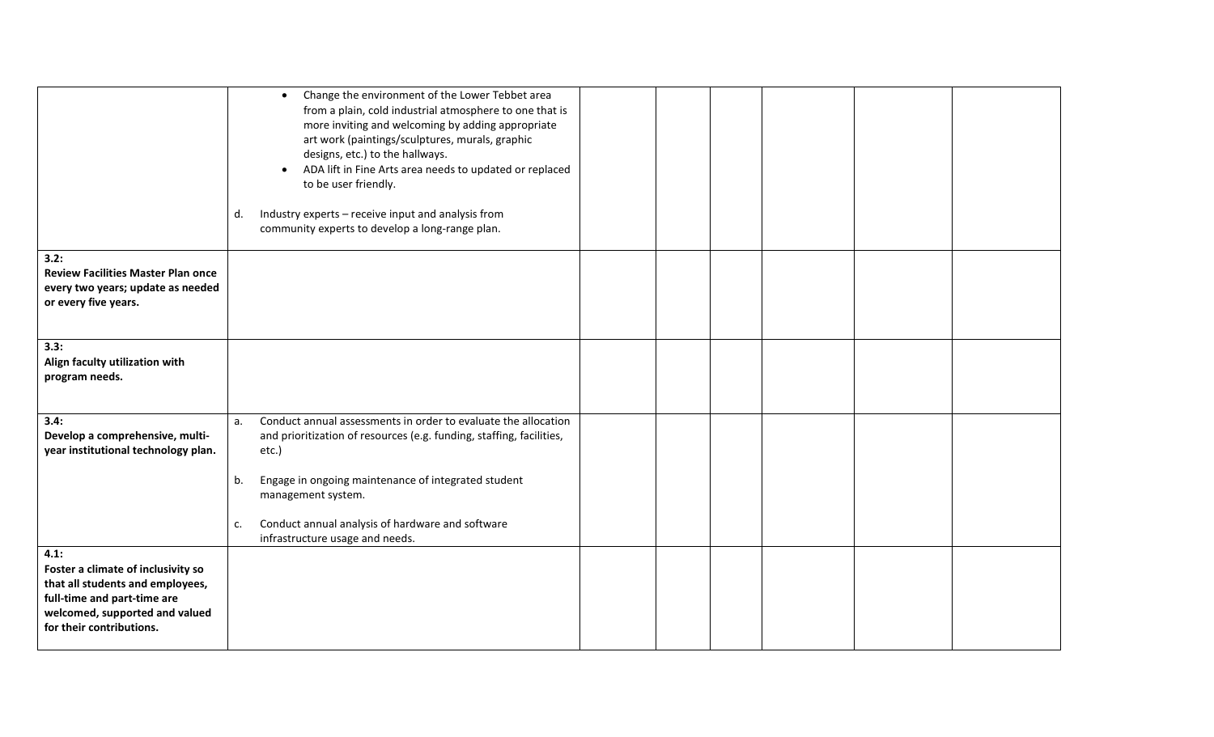| | | | | | | | |
|---|---|---|---|---|---|---|---|
| | • Change the environment of the Lower Tebbet area from a plain, cold industrial atmosphere to one that is more inviting and welcoming by adding appropriate art work (paintings/sculptures, murals, graphic designs, etc.) to the hallways.<br>• ADA lift in Fine Arts area needs to updated or replaced to be user friendly.<br><br>d. Industry experts – receive input and analysis from community experts to develop a long-range plan. | | | | | | |
| **3.2:**<br>**Review Facilities Master Plan once every two years; update as needed or every five years.** | | | | | | | |
| **3.3:**<br>**Align faculty utilization with program needs.** | | | | | | | |
| **3.4:**<br>**Develop a comprehensive, multi-year institutional technology plan.** | a. Conduct annual assessments in order to evaluate the allocation and prioritization of resources (e.g. funding, staffing, facilities, etc.)<br><br>b. Engage in ongoing maintenance of integrated student management system.<br><br>c. Conduct annual analysis of hardware and software infrastructure usage and needs. | | | | | | |
| **4.1:**<br>**Foster a climate of inclusivity so that all students and employees, full-time and part-time are welcomed, supported and valued for their contributions.** | | | | | | | |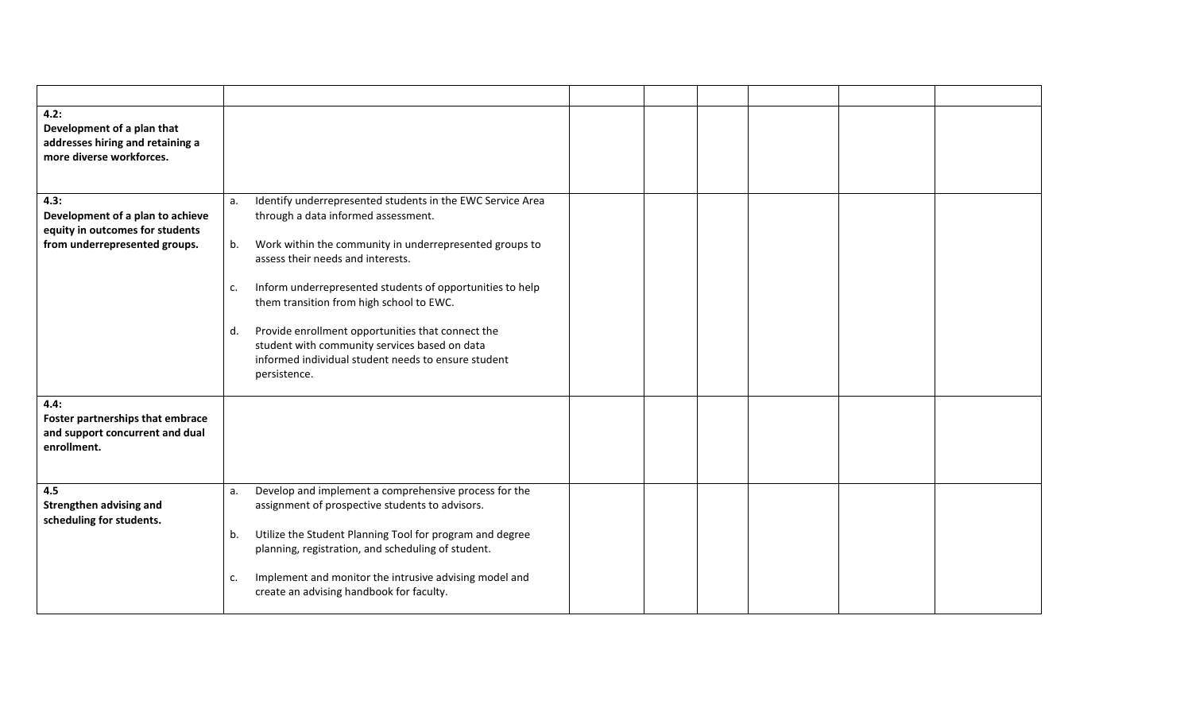| | | | | | | | |
|---|---|---|---|---|---|---|---|
| **4.2:**<br>**Development of a plan that addresses hiring and retaining a more diverse workforces.** | | | | | | | |
| **4.3:**<br>**Development of a plan to achieve equity in outcomes for students from underrepresented groups.** | a. Identify underrepresented students in the EWC Service Area through a data informed assessment.<br><br>b. Work within the community in underrepresented groups to assess their needs and interests.<br><br>c. Inform underrepresented students of opportunities to help them transition from high school to EWC.<br><br>d. Provide enrollment opportunities that connect the student with community services based on data informed individual student needs to ensure student persistence. | | | | | | |
| **4.4:**<br>**Foster partnerships that embrace and support concurrent and dual enrollment.** | | | | | | | |
| **4.5**<br>**Strengthen advising and scheduling for students.** | a. Develop and implement a comprehensive process for the assignment of prospective students to advisors.<br><br>b. Utilize the Student Planning Tool for program and degree planning, registration, and scheduling of student.<br><br>c. Implement and monitor the intrusive advising model and create an advising handbook for faculty. | | | | | | |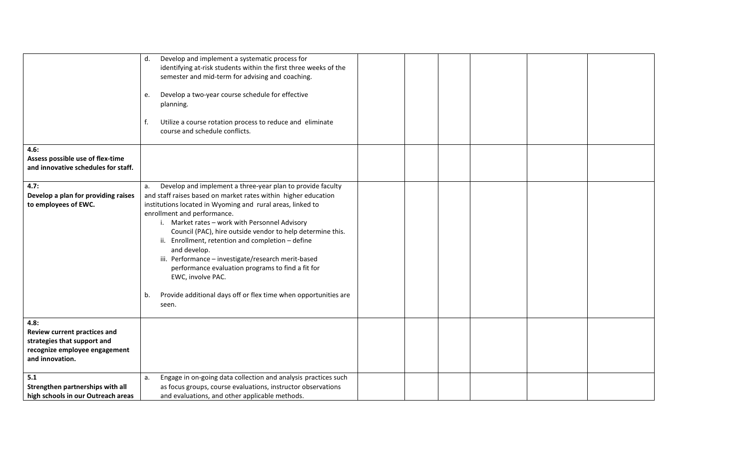| | | | | | | | |
|---|---|---|---|---|---|---|---|
| | d. Develop and implement a systematic process for identifying at-risk students within the first three weeks of the semester and mid-term for advising and coaching.<br><br>e. Develop a two-year course schedule for effective planning.<br><br>f. Utilize a course rotation process to reduce and eliminate course and schedule conflicts. | | | | | | |
| **4.6:**<br>**Assess possible use of flex-time and innovative schedules for staff.** | | | | | | | |
| **4.7:**<br>**Develop a plan for providing raises to employees of EWC.** | a. Develop and implement a three-year plan to provide faculty and staff raises based on market rates within higher education institutions located in Wyoming and rural areas, linked to enrollment and performance.<br>i. Market rates – work with Personnel Advisory Council (PAC), hire outside vendor to help determine this.<br>ii. Enrollment, retention and completion – define and develop.<br>iii. Performance – investigate/research merit-based performance evaluation programs to find a fit for EWC, involve PAC.<br><br>b. Provide additional days off or flex time when opportunities are seen. | | | | | | |
| **4.8:**<br>**Review current practices and strategies that support and recognize employee engagement and innovation.** | | | | | | | |
| **5.1**<br>**Strengthen partnerships with all high schools in our Outreach areas** | a. Engage in on-going data collection and analysis practices such as focus groups, course evaluations, instructor observations and evaluations, and other applicable methods. | | | | | | |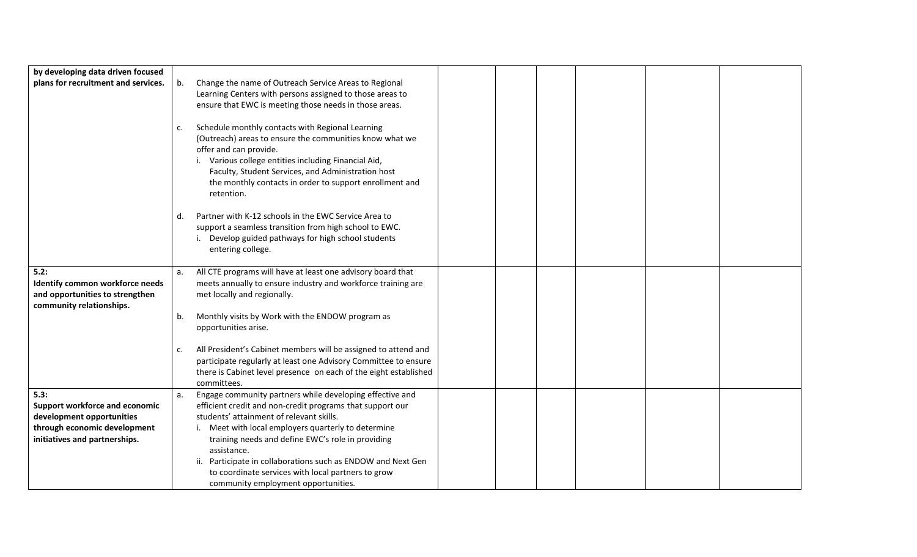| | | | | | | | |
|---|---|---|---|---|---|---|---|
| **by developing data driven focused plans for recruitment and services.** | b. Change the name of Outreach Service Areas to Regional Learning Centers with persons assigned to those areas to ensure that EWC is meeting those needs in those areas.<br><br>c. Schedule monthly contacts with Regional Learning (Outreach) areas to ensure the communities know what we offer and can provide.<br>i. Various college entities including Financial Aid, Faculty, Student Services, and Administration host the monthly contacts in order to support enrollment and retention.<br><br>d. Partner with K-12 schools in the EWC Service Area to support a seamless transition from high school to EWC.<br>i. Develop guided pathways for high school students entering college. | | | | | | |
| **5.2:**<br>**Identify common workforce needs and opportunities to strengthen community relationships.** | a. All CTE programs will have at least one advisory board that meets annually to ensure industry and workforce training are met locally and regionally.<br><br>b. Monthly visits by Work with the ENDOW program as opportunities arise.<br><br>c. All President's Cabinet members will be assigned to attend and participate regularly at least one Advisory Committee to ensure there is Cabinet level presence on each of the eight established committees. | | | | | | |
| **5.3:**<br>**Support workforce and economic development opportunities through economic development initiatives and partnerships.** | a. Engage community partners while developing effective and efficient credit and non-credit programs that support our students' attainment of relevant skills.<br>i. Meet with local employers quarterly to determine training needs and define EWC's role in providing assistance.<br>ii. Participate in collaborations such as ENDOW and Next Gen to coordinate services with local partners to grow community employment opportunities. | | | | | | |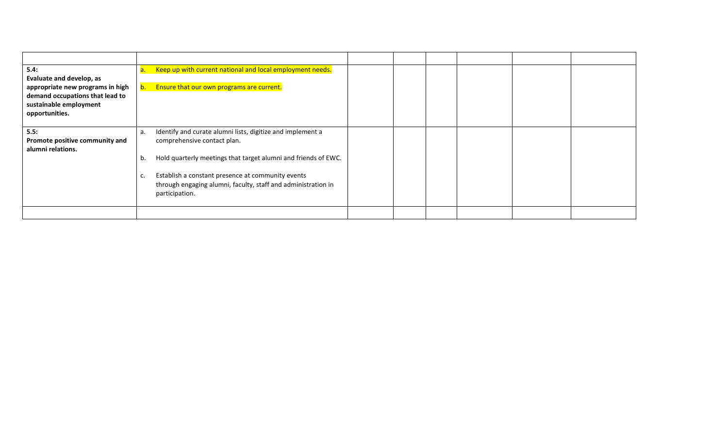| | | | | | | | |
|---|---|---|---|---|---|---|---|
| **5.4: Evaluate and develop, as appropriate new programs in high demand occupations that lead to sustainable employment opportunities.** | a. Keep up with current national and local employment needs.<br><br>b. Ensure that our own programs are current. | | | | | | |
| **5.5: Promote positive community and alumni relations.** | a. Identify and curate alumni lists, digitize and implement a comprehensive contact plan.<br><br>b. Hold quarterly meetings that target alumni and friends of EWC.<br><br>c. Establish a constant presence at community events through engaging alumni, faculty, staff and administration in participation. | | | | | | |
| | | | | | | | |